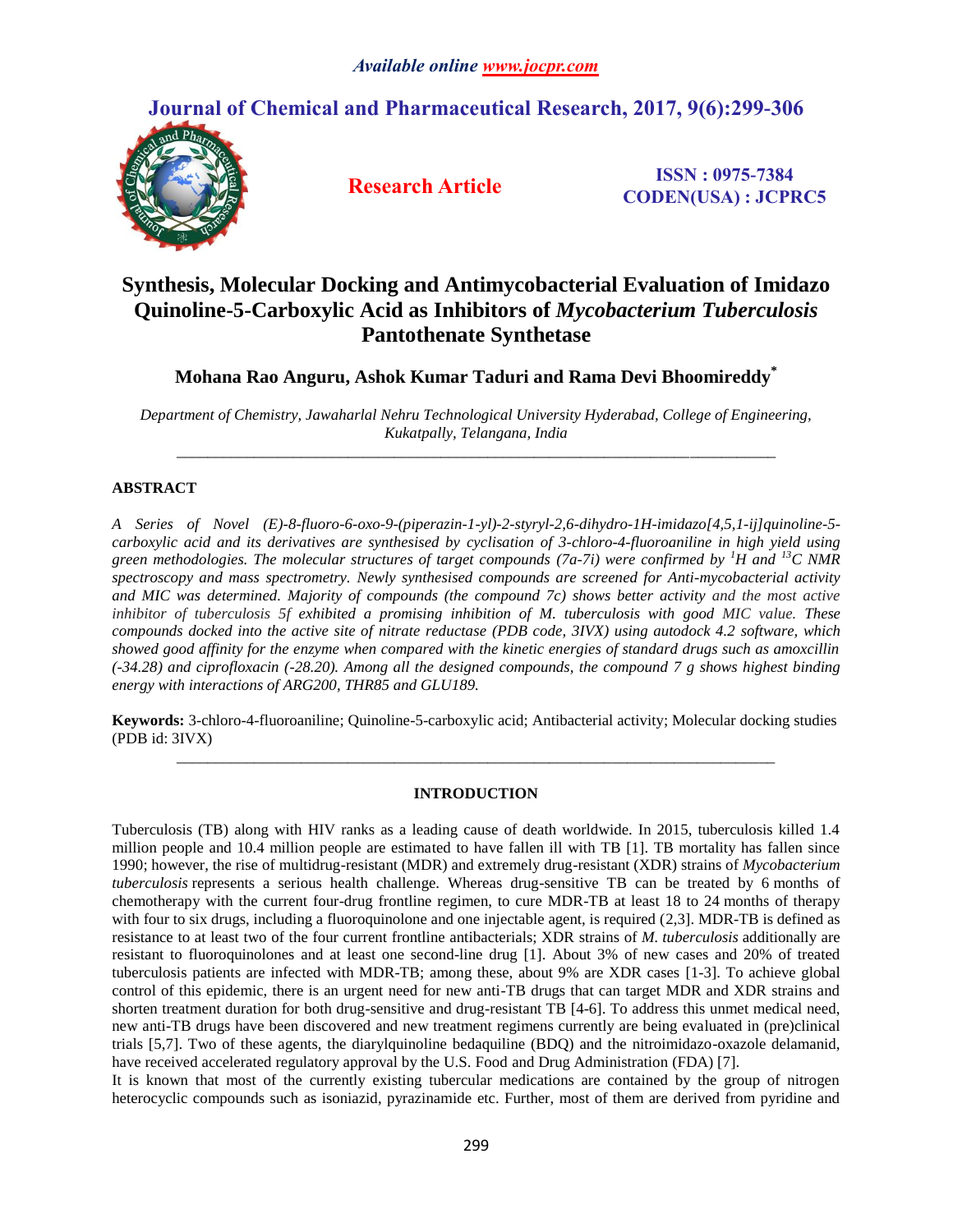# Synthesis, Molecular Docking and Antimycobacterial Evaluation of Imidazo Quinoline-5-Carboxylic Acid as Inhibitors of *Mycobacterium Tuberculosis* Pantothenate Synthetase

**Mohana Rao Anguru, Ashok Kumar Taduri and Rama Devi Bhoomireddy***

*Department of Chemistry, Jawaharlal Nehru Technological University Hyderabad, College of Engineering, Kukatpally, Telangana, India*

---

## ABSTRACT

*A Series of Novel (E)-8-fluoro-6-oxo-9-(piperazin-1-yl)-2-styryl-2,6-dihydro-1H-imidazo[4,5,1-ij]quinoline-5-carboxylic acid and its derivatives are synthesised by cyclisation of 3-chloro-4-fluoroaniline in high yield using green methodologies. The molecular structures of target compounds (7a-7i) were confirmed by $^{1}H$ and $^{13}C$ NMR spectroscopy and mass spectrometry. Newly synthesised compounds are screened for Anti-mycobacterial activity and MIC was determined. Majority of compounds (the compound 7c) shows better activity and the most active inhibitor of tuberculosis 5f exhibited a promising inhibition of M. tuberculosis with good MIC value. These compounds docked into the active site of nitrate reductase (PDB code, 3IVX) using autodock 4.2 software, which showed good affinity for the enzyme when compared with the kinetic energies of standard drugs such as amoxcillin (-34.28) and ciprofloxacin (-28.20). Among all the designed compounds, the compound 7 g shows highest binding energy with interactions of ARG200, THR85 and GLU189.*

**Keywords:** 3-chloro-4-fluoroaniline; Quinoline-5-carboxylic acid; Antibacterial activity; Molecular docking studies (PDB id: 3IVX)

---

## INTRODUCTION

Tuberculosis (TB) along with HIV ranks as a leading cause of death worldwide. In 2015, tuberculosis killed 1.4 million people and 10.4 million people are estimated to have fallen ill with TB [1]. TB mortality has fallen since 1990; however, the rise of multidrug-resistant (MDR) and extremely drug-resistant (XDR) strains of *Mycobacterium tuberculosis* represents a serious health challenge. Whereas drug-sensitive TB can be treated by 6 months of chemotherapy with the current four-drug frontline regimen, to cure MDR-TB at least 18 to 24 months of therapy with four to six drugs, including a fluoroquinolone and one injectable agent, is required (2,3]. MDR-TB is defined as resistance to at least two of the four current frontline antibacterials; XDR strains of *M. tuberculosis* additionally are resistant to fluoroquinolones and at least one second-line drug [1]. About 3% of new cases and 20% of treated tuberculosis patients are infected with MDR-TB; among these, about 9% are XDR cases [1-3]. To achieve global control of this epidemic, there is an urgent need for new anti-TB drugs that can target MDR and XDR strains and shorten treatment duration for both drug-sensitive and drug-resistant TB [4-6]. To address this unmet medical need, new anti-TB drugs have been discovered and new treatment regimens currently are being evaluated in (pre)clinical trials [5,7]. Two of these agents, the diarylquinoline bedaquiline (BDQ) and the nitroimidazo-oxazole delamanid, have received accelerated regulatory approval by the U.S. Food and Drug Administration (FDA) [7].

It is known that most of the currently existing tubercular medications are contained by the group of nitrogen heterocyclic compounds such as isoniazid, pyrazinamide etc. Further, most of them are derived from pyridine and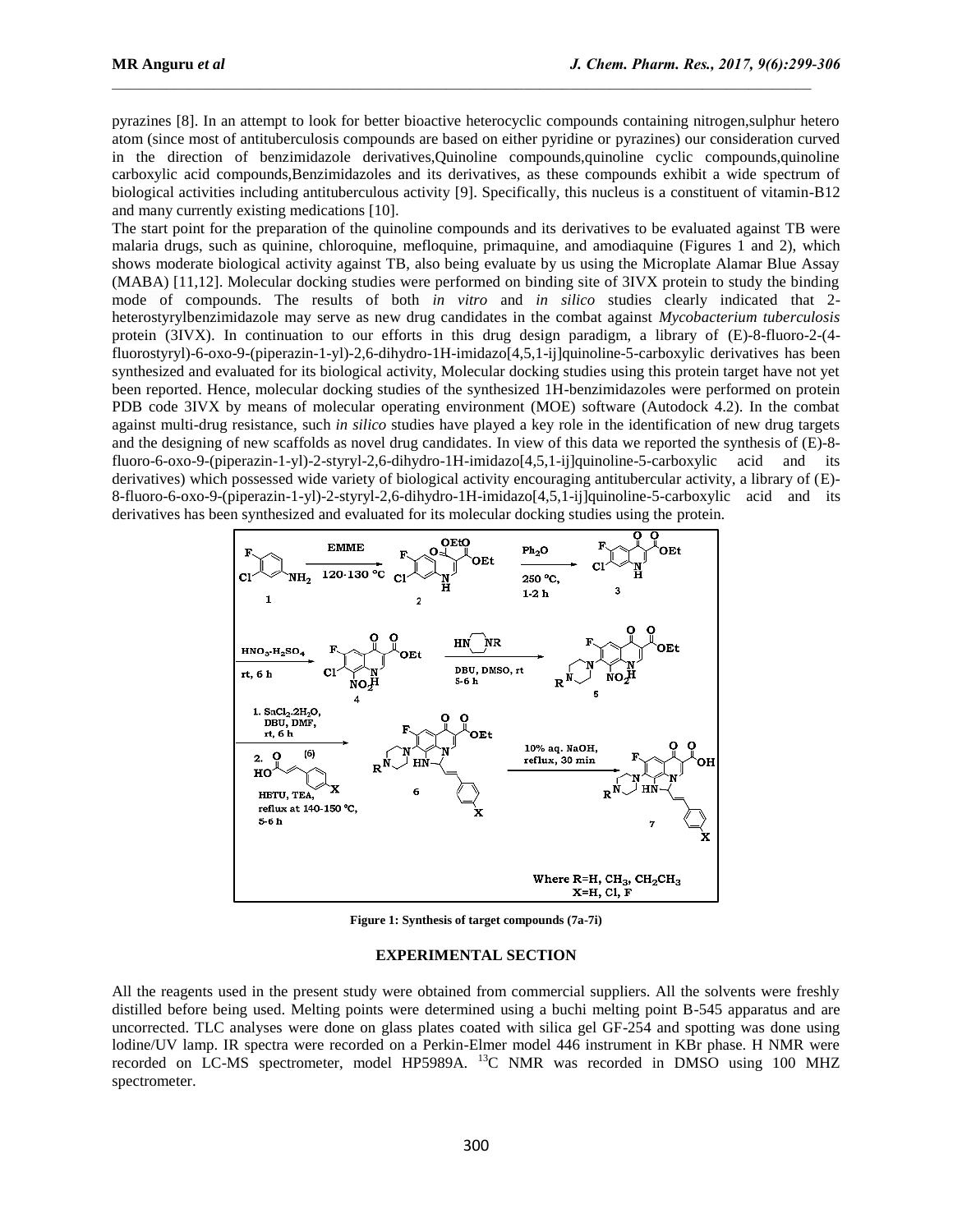pyrazines [8]. In an attempt to look for better bioactive heterocyclic compounds containing nitrogen,sulphur hetero atom (since most of antituberculosis compounds are based on either pyridine or pyrazines) our consideration curved in the direction of benzimidazole derivatives,Quinoline compounds,quinoline cyclic compounds,quinoline carboxylic acid compounds,Benzimidazoles and its derivatives, as these compounds exhibit a wide spectrum of biological activities including antituberculous activity [9]. Specifically, this nucleus is a constituent of vitamin-B12 and many currently existing medications [10].

The start point for the preparation of the quinoline compounds and its derivatives to be evaluated against TB were malaria drugs, such as quinine, chloroquine, mefloquine, primaquine, and amodiaquine (Figures 1 and 2), which shows moderate biological activity against TB, also being evaluate by us using the Microplate Alamar Blue Assay (MABA) [11,12]. Molecular docking studies were performed on binding site of 3IVX protein to study the binding mode of compounds. The results of both *in vitro* and *in silico* studies clearly indicated that 2-heterostyrylbenzimidazole may serve as new drug candidates in the combat against *Mycobacterium tuberculosis* protein (3IVX). In continuation to our efforts in this drug design paradigm, a library of (E)-8-fluoro-2-(4-fluorostyryl)-6-oxo-9-(piperazin-1-yl)-2,6-dihydro-1H-imidazo[4,5,1-ij]quinoline-5-carboxylic derivatives has been synthesized and evaluated for its biological activity, Molecular docking studies using this protein target have not yet been reported. Hence, molecular docking studies of the synthesized 1H-benzimidazoles were performed on protein PDB code 3IVX by means of molecular operating environment (MOE) software (Autodock 4.2). In the combat against multi-drug resistance, such *in silico* studies have played a key role in the identification of new drug targets and the designing of new scaffolds as novel drug candidates. In view of this data we reported the synthesis of (E)-8-fluoro-6-oxo-9-(piperazin-1-yl)-2-styryl-2,6-dihydro-1H-imidazo[4,5,1-ij]quinoline-5-carboxylic acid and its derivatives) which possessed wide variety of biological activity encouraging antitubercular activity, a library of (E)-8-fluoro-6-oxo-9-(piperazin-1-yl)-2-styryl-2,6-dihydro-1H-imidazo[4,5,1-ij]quinoline-5-carboxylic acid and its derivatives has been synthesized and evaluated for its molecular docking studies using the protein.

**Figure 1: Synthesis of target compounds (7a-7i)**

## EXPERIMENTAL SECTION

All the reagents used in the present study were obtained from commercial suppliers. All the solvents were freshly distilled before being used. Melting points were determined using a buchi melting point B-545 apparatus and are uncorrected. TLC analyses were done on glass plates coated with silica gel GF-254 and spotting was done using lodine/UV lamp. IR spectra were recorded on a Perkin-Elmer model 446 instrument in KBr phase. H NMR were recorded on LC-MS spectrometer, model HP5989A. $^{13}$C NMR was recorded in DMSO using 100 MHZ spectrometer.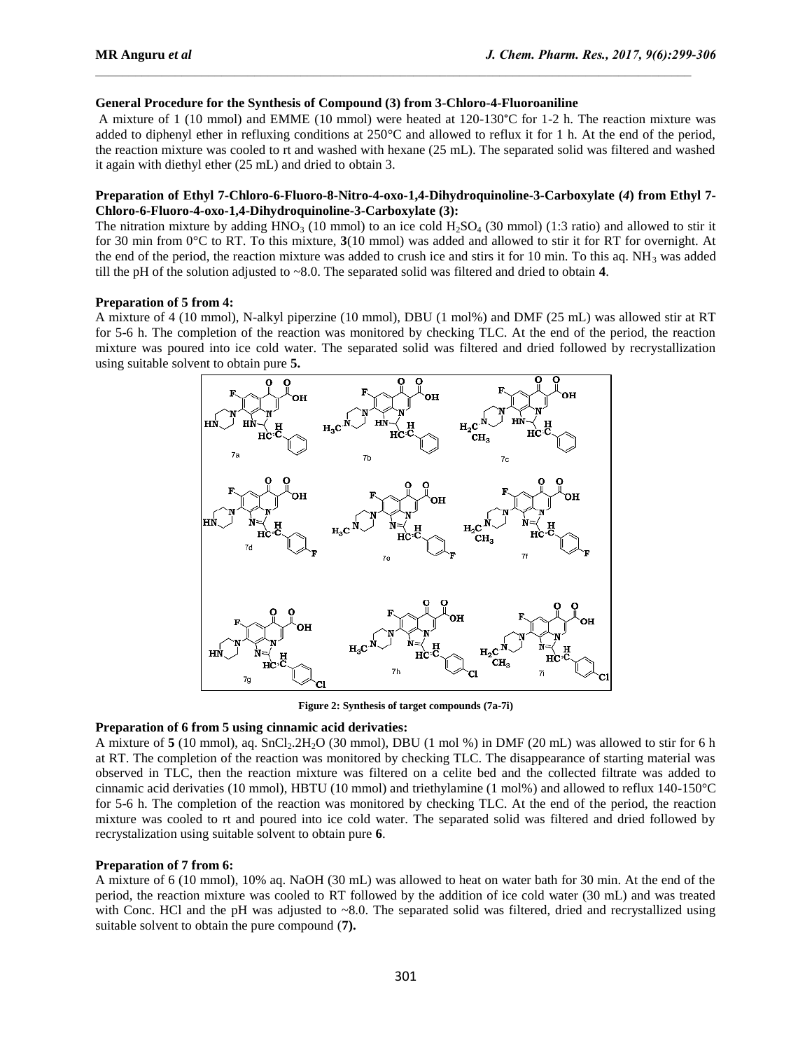**General Procedure for the Synthesis of Compound (3) from 3-Chloro-4-Fluoroaniline**

A mixture of 1 (10 mmol) and EMME (10 mmol) were heated at 120-130°C for 1-2 h. The reaction mixture was added to diphenyl ether in refluxing conditions at 250°C and allowed to reflux it for 1 h. At the end of the period, the reaction mixture was cooled to rt and washed with hexane (25 mL). The separated solid was filtered and washed it again with diethyl ether (25 mL) and dried to obtain 3.

**Preparation of Ethyl 7-Chloro-6-Fluoro-8-Nitro-4-oxo-1,4-Dihydroquinoline-3-Carboxylate (*4*) from Ethyl 7-Chloro-6-Fluoro-4-oxo-1,4-Dihydroquinoline-3-Carboxylate (3):**

The nitration mixture by adding $HNO_3$ (10 mmol) to an ice cold $H_2SO_4$ (30 mmol) (1:3 ratio) and allowed to stir it for 30 min from 0°C to RT. To this mixture, **3**(10 mmol) was added and allowed to stir it for RT for overnight. At the end of the period, the reaction mixture was added to crush ice and stirs it for 10 min. To this aq. $NH_3$ was added till the pH of the solution adjusted to ~8.0. The separated solid was filtered and dried to obtain **4**.

**Preparation of 5 from 4:**

A mixture of 4 (10 mmol), N-alkyl piperzine (10 mmol), DBU (1 mol%) and DMF (25 mL) was allowed stir at RT for 5-6 h. The completion of the reaction was monitored by checking TLC. At the end of the period, the reaction mixture was poured into ice cold water. The separated solid was filtered and dried followed by recrystallization using suitable solvent to obtain pure **5.**

**Figure 2: Synthesis of target compounds (7a-7i)**

**Preparation of 6 from 5 using cinnamic acid derivaties:**

A mixture of **5** (10 mmol), aq. $SnCl_2.2H_2O$ (30 mmol), DBU (1 mol %) in DMF (20 mL) was allowed to stir for 6 h at RT. The completion of the reaction was monitored by checking TLC. The disappearance of starting material was observed in TLC, then the reaction mixture was filtered on a celite bed and the collected filtrate was added to cinnamic acid derivaties (10 mmol), HBTU (10 mmol) and triethylamine (1 mol%) and allowed to reflux 140-150°C for 5-6 h. The completion of the reaction was monitored by checking TLC. At the end of the period, the reaction mixture was cooled to rt and poured into ice cold water. The separated solid was filtered and dried followed by recrystalization using suitable solvent to obtain pure **6**.

**Preparation of 7 from 6:**

A mixture of 6 (10 mmol), 10% aq. NaOH (30 mL) was allowed to heat on water bath for 30 min. At the end of the period, the reaction mixture was cooled to RT followed by the addition of ice cold water (30 mL) and was treated with Conc. HCl and the pH was adjusted to ~8.0. The separated solid was filtered, dried and recrystallized using suitable solvent to obtain the pure compound (**7).**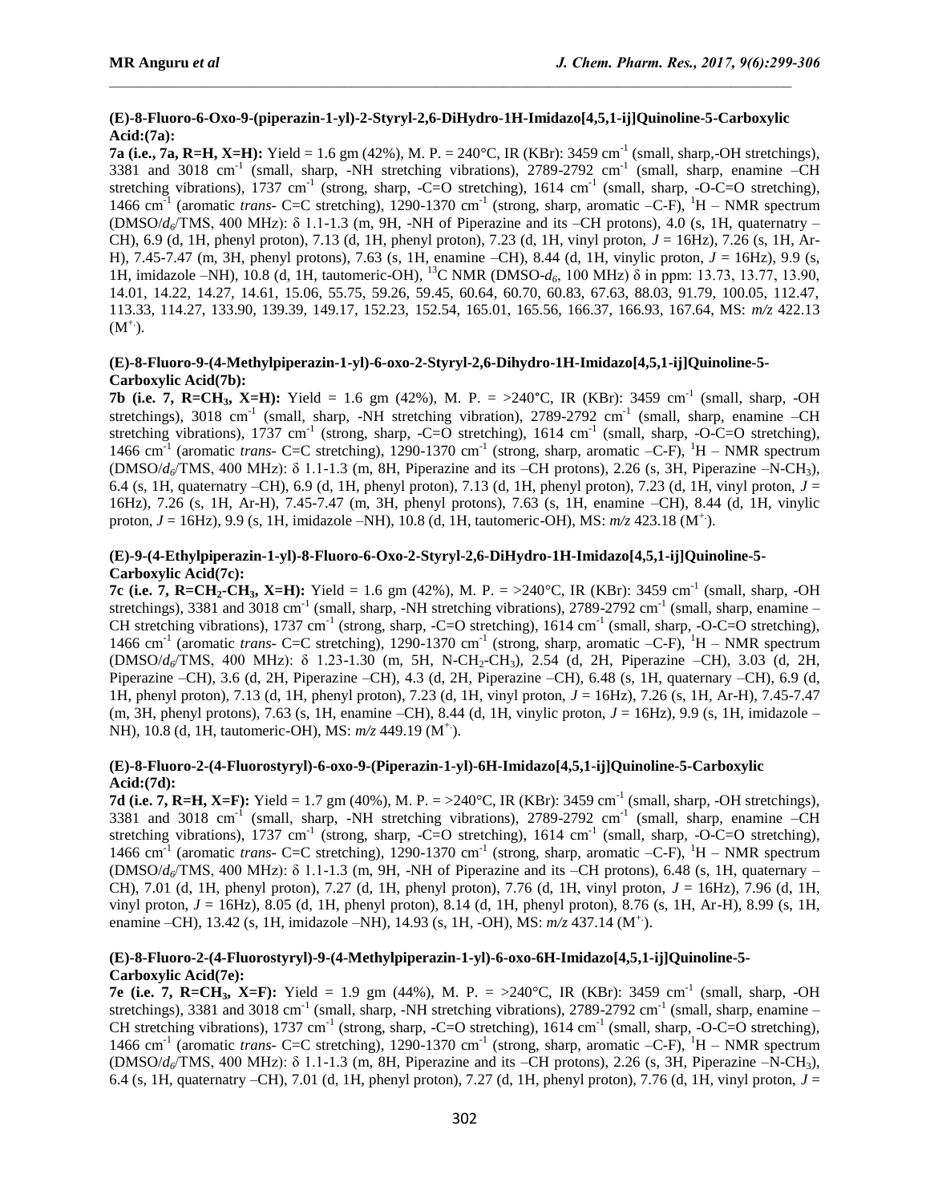**(E)-8-Fluoro-6-Oxo-9-(piperazin-1-yl)-2-Styryl-2,6-DiHydro-1H-Imidazo[4,5,1-ij]Quinoline-5-Carboxylic Acid:(7a):**

**7a (i.e., 7a, R=H, X=H):** Yield = 1.6 gm (42%), M. P. = 240°C, IR (KBr): 3459 $cm^{-1}$ (small, sharp,-OH stretchings), 3381 and 3018 $cm^{-1}$ (small, sharp, -NH stretching vibrations), 2789-2792 $cm^{-1}$ (small, sharp, enamine –CH stretching vibrations), 1737 $cm^{-1}$ (strong, sharp, -C=O stretching), 1614 $cm^{-1}$ (small, sharp, -O-C=O stretching), 1466 $cm^{-1}$ (aromatic *trans*- C=C stretching), 1290-1370 $cm^{-1}$ (strong, sharp, aromatic –C-F), $^1H$ – NMR spectrum (DMSO/$d_6$/TMS, 400 MHz): δ 1.1-1.3 (m, 9H, -NH of Piperazine and its –CH protons), 4.0 (s, 1H, quaternatry –CH), 6.9 (d, 1H, phenyl proton), 7.13 (d, 1H, phenyl proton), 7.23 (d, 1H, vinyl proton, *J* = 16Hz), 7.26 (s, 1H, Ar-H), 7.45-7.47 (m, 3H, phenyl protons), 7.63 (s, 1H, enamine –CH), 8.44 (d, 1H, vinylic proton, *J* = 16Hz), 9.9 (s, 1H, imidazole –NH), 10.8 (d, 1H, tautomeric-OH), $^{13}C$ NMR (DMSO-$d_6$, 100 MHz) δ in ppm: 13.73, 13.77, 13.90, 14.01, 14.22, 14.27, 14.61, 15.06, 55.75, 59.26, 59.45, 60.64, 60.70, 60.83, 67.63, 88.03, 91.79, 100.05, 112.47, 113.33, 114.27, 133.90, 139.39, 149.17, 152.23, 152.54, 165.01, 165.56, 166.37, 166.93, 167.64, MS: *m/z* 422.13 ($M^{+\cdot}$).

**(E)-8-Fluoro-9-(4-Methylpiperazin-1-yl)-6-oxo-2-Styryl-2,6-Dihydro-1H-Imidazo[4,5,1-ij]Quinoline-5-Carboxylic Acid(7b):**

**7b (i.e. 7, R=$CH_3$, X=H):** Yield = 1.6 gm (42%), M. P. = >240°C, IR (KBr): 3459 $cm^{-1}$ (small, sharp, -OH stretchings), 3018 $cm^{-1}$ (small, sharp, -NH stretching vibration), 2789-2792 $cm^{-1}$ (small, sharp, enamine –CH stretching vibrations), 1737 $cm^{-1}$ (strong, sharp, -C=O stretching), 1614 $cm^{-1}$ (small, sharp, -O-C=O stretching), 1466 $cm^{-1}$ (aromatic *trans*- C=C stretching), 1290-1370 $cm^{-1}$ (strong, sharp, aromatic –C-F), $^1H$ – NMR spectrum (DMSO/$d_6$/TMS, 400 MHz): δ 1.1-1.3 (m, 8H, Piperazine and its –CH protons), 2.26 (s, 3H, Piperazine –N-$CH_3$), 6.4 (s, 1H, quaternatry –CH), 6.9 (d, 1H, phenyl proton), 7.13 (d, 1H, phenyl proton), 7.23 (d, 1H, vinyl proton, *J* = 16Hz), 7.26 (s, 1H, Ar-H), 7.45-7.47 (m, 3H, phenyl protons), 7.63 (s, 1H, enamine –CH), 8.44 (d, 1H, vinylic proton, *J* = 16Hz), 9.9 (s, 1H, imidazole –NH), 10.8 (d, 1H, tautomeric-OH), MS: *m/z* 423.18 ($M^{+\cdot}$).

**(E)-9-(4-Ethylpiperazin-1-yl)-8-Fluoro-6-Oxo-2-Styryl-2,6-DiHydro-1H-Imidazo[4,5,1-ij]Quinoline-5-Carboxylic Acid(7c):**

**7c (i.e. 7, R=$CH_2$-$CH_3$, X=H):** Yield = 1.6 gm (42%), M. P. = >240°C, IR (KBr): 3459 $cm^{-1}$ (small, sharp, -OH stretchings), 3381 and 3018 $cm^{-1}$ (small, sharp, -NH stretching vibrations), 2789-2792 $cm^{-1}$ (small, sharp, enamine –CH stretching vibrations), 1737 $cm^{-1}$ (strong, sharp, -C=O stretching), 1614 $cm^{-1}$ (small, sharp, -O-C=O stretching), 1466 $cm^{-1}$ (aromatic *trans*- C=C stretching), 1290-1370 $cm^{-1}$ (strong, sharp, aromatic –C-F), $^1H$ – NMR spectrum (DMSO/$d_6$/TMS, 400 MHz): δ 1.23-1.30 (m, 5H, N-$CH_2$-$CH_3$), 2.54 (d, 2H, Piperazine –CH), 3.03 (d, 2H, Piperazine –CH), 3.6 (d, 2H, Piperazine –CH), 4.3 (d, 2H, Piperazine –CH), 6.48 (s, 1H, quaternary –CH), 6.9 (d, 1H, phenyl proton), 7.13 (d, 1H, phenyl proton), 7.23 (d, 1H, vinyl proton, *J* = 16Hz), 7.26 (s, 1H, Ar-H), 7.45-7.47 (m, 3H, phenyl protons), 7.63 (s, 1H, enamine –CH), 8.44 (d, 1H, vinylic proton, *J* = 16Hz), 9.9 (s, 1H, imidazole –NH), 10.8 (d, 1H, tautomeric-OH), MS: *m/z* 449.19 ($M^{+\cdot}$).

**(E)-8-Fluoro-2-(4-Fluorostyryl)-6-oxo-9-(Piperazin-1-yl)-6H-Imidazo[4,5,1-ij]Quinoline-5-Carboxylic Acid:(7d):**

**7d (i.e. 7, R=H, X=F):** Yield = 1.7 gm (40%), M. P. = >240°C, IR (KBr): 3459 $cm^{-1}$ (small, sharp, -OH stretchings), 3381 and 3018 $cm^{-1}$ (small, sharp, -NH stretching vibrations), 2789-2792 $cm^{-1}$ (small, sharp, enamine –CH stretching vibrations), 1737 $cm^{-1}$ (strong, sharp, -C=O stretching), 1614 $cm^{-1}$ (small, sharp, -O-C=O stretching), 1466 $cm^{-1}$ (aromatic *trans*- C=C stretching), 1290-1370 $cm^{-1}$ (strong, sharp, aromatic –C-F), $^1H$ – NMR spectrum (DMSO/$d_6$/TMS, 400 MHz): δ 1.1-1.3 (m, 9H, -NH of Piperazine and its –CH protons), 6.48 (s, 1H, quaternary –CH), 7.01 (d, 1H, phenyl proton), 7.27 (d, 1H, phenyl proton), 7.76 (d, 1H, vinyl proton, *J* = 16Hz), 7.96 (d, 1H, vinyl proton, *J* = 16Hz), 8.05 (d, 1H, phenyl proton), 8.14 (d, 1H, phenyl proton), 8.76 (s, 1H, Ar-H), 8.99 (s, 1H, enamine –CH), 13.42 (s, 1H, imidazole –NH), 14.93 (s, 1H, -OH), MS: *m/z* 437.14 ($M^{+\cdot}$).

**(E)-8-Fluoro-2-(4-Fluorostyryl)-9-(4-Methylpiperazin-1-yl)-6-oxo-6H-Imidazo[4,5,1-ij]Quinoline-5-Carboxylic Acid(7e):**

**7e (i.e. 7, R=$CH_3$, X=F):** Yield = 1.9 gm (44%), M. P. = >240°C, IR (KBr): 3459 $cm^{-1}$ (small, sharp, -OH stretchings), 3381 and 3018 $cm^{-1}$ (small, sharp, -NH stretching vibrations), 2789-2792 $cm^{-1}$ (small, sharp, enamine –CH stretching vibrations), 1737 $cm^{-1}$ (strong, sharp, -C=O stretching), 1614 $cm^{-1}$ (small, sharp, -O-C=O stretching), 1466 $cm^{-1}$ (aromatic *trans*- C=C stretching), 1290-1370 $cm^{-1}$ (strong, sharp, aromatic –C-F), $^1H$ – NMR spectrum (DMSO/$d_6$/TMS, 400 MHz): δ 1.1-1.3 (m, 8H, Piperazine and its –CH protons), 2.26 (s, 3H, Piperazine –N-$CH_3$), 6.4 (s, 1H, quaternatry –CH), 7.01 (d, 1H, phenyl proton), 7.27 (d, 1H, phenyl proton), 7.76 (d, 1H, vinyl proton, *J* =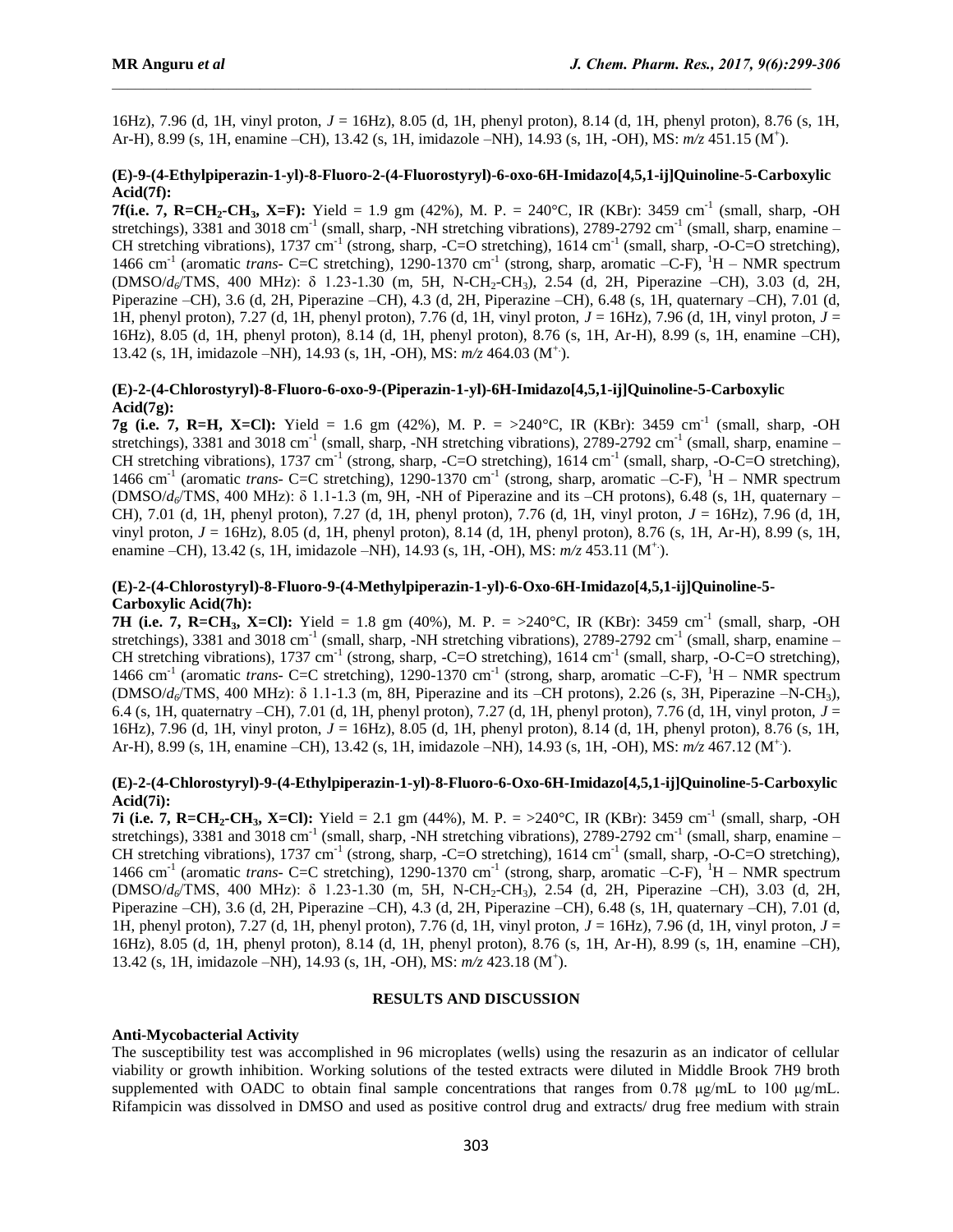16Hz), 7.96 (d, 1H, vinyl proton, $J$ = 16Hz), 8.05 (d, 1H, phenyl proton), 8.14 (d, 1H, phenyl proton), 8.76 (s, 1H, Ar-H), 8.99 (s, 1H, enamine –CH), 13.42 (s, 1H, imidazole –NH), 14.93 (s, 1H, -OH), MS: *m/z* 451.15 ($M^+$).

### (E)-9-(4-Ethylpiperazin-1-yl)-8-Fluoro-2-(4-Fluorostyryl)-6-oxo-6H-Imidazo[4,5,1-ij]Quinoline-5-Carboxylic Acid(7f):

**7f(i.e. 7, R=$CH_2$-$CH_3$, X=F):** Yield = 1.9 gm (42%), M. P. = 240°C, IR (KBr): 3459 $cm^{-1}$ (small, sharp, -OH stretchings), 3381 and 3018 $cm^{-1}$ (small, sharp, -NH stretching vibrations), 2789-2792 $cm^{-1}$ (small, sharp, enamine –CH stretching vibrations), 1737 $cm^{-1}$ (strong, sharp, -C=O stretching), 1614 $cm^{-1}$ (small, sharp, -O-C=O stretching), 1466 $cm^{-1}$ (aromatic *trans*- C=C stretching), 1290-1370 $cm^{-1}$ (strong, sharp, aromatic –C-F), $^1H$ – NMR spectrum (DMSO/$d_6$/TMS, 400 MHz): δ 1.23-1.30 (m, 5H, N-$CH_2$-$CH_3$), 2.54 (d, 2H, Piperazine –CH), 3.03 (d, 2H, Piperazine –CH), 3.6 (d, 2H, Piperazine –CH), 4.3 (d, 2H, Piperazine –CH), 6.48 (s, 1H, quaternary –CH), 7.01 (d, 1H, phenyl proton), 7.27 (d, 1H, phenyl proton), 7.76 (d, 1H, vinyl proton, $J$ = 16Hz), 7.96 (d, 1H, vinyl proton, $J$ = 16Hz), 8.05 (d, 1H, phenyl proton), 8.14 (d, 1H, phenyl proton), 8.76 (s, 1H, Ar-H), 8.99 (s, 1H, enamine –CH), 13.42 (s, 1H, imidazole –NH), 14.93 (s, 1H, -OH), MS: *m/z* 464.03 ($M^{+\cdot}$).

### (E)-2-(4-Chlorostyryl)-8-Fluoro-6-oxo-9-(Piperazin-1-yl)-6H-Imidazo[4,5,1-ij]Quinoline-5-Carboxylic Acid(7g):

**7g (i.e. 7, R=H, X=Cl):** Yield = 1.6 gm (42%), M. P. = >240°C, IR (KBr): 3459 $cm^{-1}$ (small, sharp, -OH stretchings), 3381 and 3018 $cm^{-1}$ (small, sharp, -NH stretching vibrations), 2789-2792 $cm^{-1}$ (small, sharp, enamine –CH stretching vibrations), 1737 $cm^{-1}$ (strong, sharp, -C=O stretching), 1614 $cm^{-1}$ (small, sharp, -O-C=O stretching), 1466 $cm^{-1}$ (aromatic *trans*- C=C stretching), 1290-1370 $cm^{-1}$ (strong, sharp, aromatic –C-F), $^1H$ – NMR spectrum (DMSO/$d_6$/TMS, 400 MHz): δ 1.1-1.3 (m, 9H, -NH of Piperazine and its –CH protons), 6.48 (s, 1H, quaternary –CH), 7.01 (d, 1H, phenyl proton), 7.27 (d, 1H, phenyl proton), 7.76 (d, 1H, vinyl proton, $J$ = 16Hz), 7.96 (d, 1H, vinyl proton, $J$ = 16Hz), 8.05 (d, 1H, phenyl proton), 8.14 (d, 1H, phenyl proton), 8.76 (s, 1H, Ar-H), 8.99 (s, 1H, enamine –CH), 13.42 (s, 1H, imidazole –NH), 14.93 (s, 1H, -OH), MS: *m/z* 453.11 ($M^{+\cdot}$).

### (E)-2-(4-Chlorostyryl)-8-Fluoro-9-(4-Methylpiperazin-1-yl)-6-Oxo-6H-Imidazo[4,5,1-ij]Quinoline-5-Carboxylic Acid(7h):

**7H (i.e. 7, R=$CH_3$, X=Cl):** Yield = 1.8 gm (40%), M. P. = >240°C, IR (KBr): 3459 $cm^{-1}$ (small, sharp, -OH stretchings), 3381 and 3018 $cm^{-1}$ (small, sharp, -NH stretching vibrations), 2789-2792 $cm^{-1}$ (small, sharp, enamine –CH stretching vibrations), 1737 $cm^{-1}$ (strong, sharp, -C=O stretching), 1614 $cm^{-1}$ (small, sharp, -O-C=O stretching), 1466 $cm^{-1}$ (aromatic *trans*- C=C stretching), 1290-1370 $cm^{-1}$ (strong, sharp, aromatic –C-F), $^1H$ – NMR spectrum (DMSO/$d_6$/TMS, 400 MHz): δ 1.1-1.3 (m, 8H, Piperazine and its –CH protons), 2.26 (s, 3H, Piperazine –N-$CH_3$), 6.4 (s, 1H, quaternatry –CH), 7.01 (d, 1H, phenyl proton), 7.27 (d, 1H, phenyl proton), 7.76 (d, 1H, vinyl proton, $J$ = 16Hz), 7.96 (d, 1H, vinyl proton, $J$ = 16Hz), 8.05 (d, 1H, phenyl proton), 8.14 (d, 1H, phenyl proton), 8.76 (s, 1H, Ar-H), 8.99 (s, 1H, enamine –CH), 13.42 (s, 1H, imidazole –NH), 14.93 (s, 1H, -OH), MS: *m/z* 467.12 ($M^{+\cdot}$).

### (E)-2-(4-Chlorostyryl)-9-(4-Ethylpiperazin-1-yl)-8-Fluoro-6-Oxo-6H-Imidazo[4,5,1-ij]Quinoline-5-Carboxylic Acid(7i):

**7i (i.e. 7, R=$CH_2$-$CH_3$, X=Cl):** Yield = 2.1 gm (44%), M. P. = >240°C, IR (KBr): 3459 $cm^{-1}$ (small, sharp, -OH stretchings), 3381 and 3018 $cm^{-1}$ (small, sharp, -NH stretching vibrations), 2789-2792 $cm^{-1}$ (small, sharp, enamine –CH stretching vibrations), 1737 $cm^{-1}$ (strong, sharp, -C=O stretching), 1614 $cm^{-1}$ (small, sharp, -O-C=O stretching), 1466 $cm^{-1}$ (aromatic *trans*- C=C stretching), 1290-1370 $cm^{-1}$ (strong, sharp, aromatic –C-F), $^1H$ – NMR spectrum (DMSO/$d_6$/TMS, 400 MHz): δ 1.23-1.30 (m, 5H, N-$CH_2$-$CH_3$), 2.54 (d, 2H, Piperazine –CH), 3.03 (d, 2H, Piperazine –CH), 3.6 (d, 2H, Piperazine –CH), 4.3 (d, 2H, Piperazine –CH), 6.48 (s, 1H, quaternary –CH), 7.01 (d, 1H, phenyl proton), 7.27 (d, 1H, phenyl proton), 7.76 (d, 1H, vinyl proton, $J$ = 16Hz), 7.96 (d, 1H, vinyl proton, $J$ = 16Hz), 8.05 (d, 1H, phenyl proton), 8.14 (d, 1H, phenyl proton), 8.76 (s, 1H, Ar-H), 8.99 (s, 1H, enamine –CH), 13.42 (s, 1H, imidazole –NH), 14.93 (s, 1H, -OH), MS: *m/z* 423.18 ($M^+$).

## RESULTS AND DISCUSSION

### Anti-Mycobacterial Activity

The susceptibility test was accomplished in 96 microplates (wells) using the resazurin as an indicator of cellular viability or growth inhibition. Working solutions of the tested extracts were diluted in Middle Brook 7H9 broth supplemented with OADC to obtain final sample concentrations that ranges from 0.78 μg/mL to 100 μg/mL. Rifampicin was dissolved in DMSO and used as positive control drug and extracts/ drug free medium with strain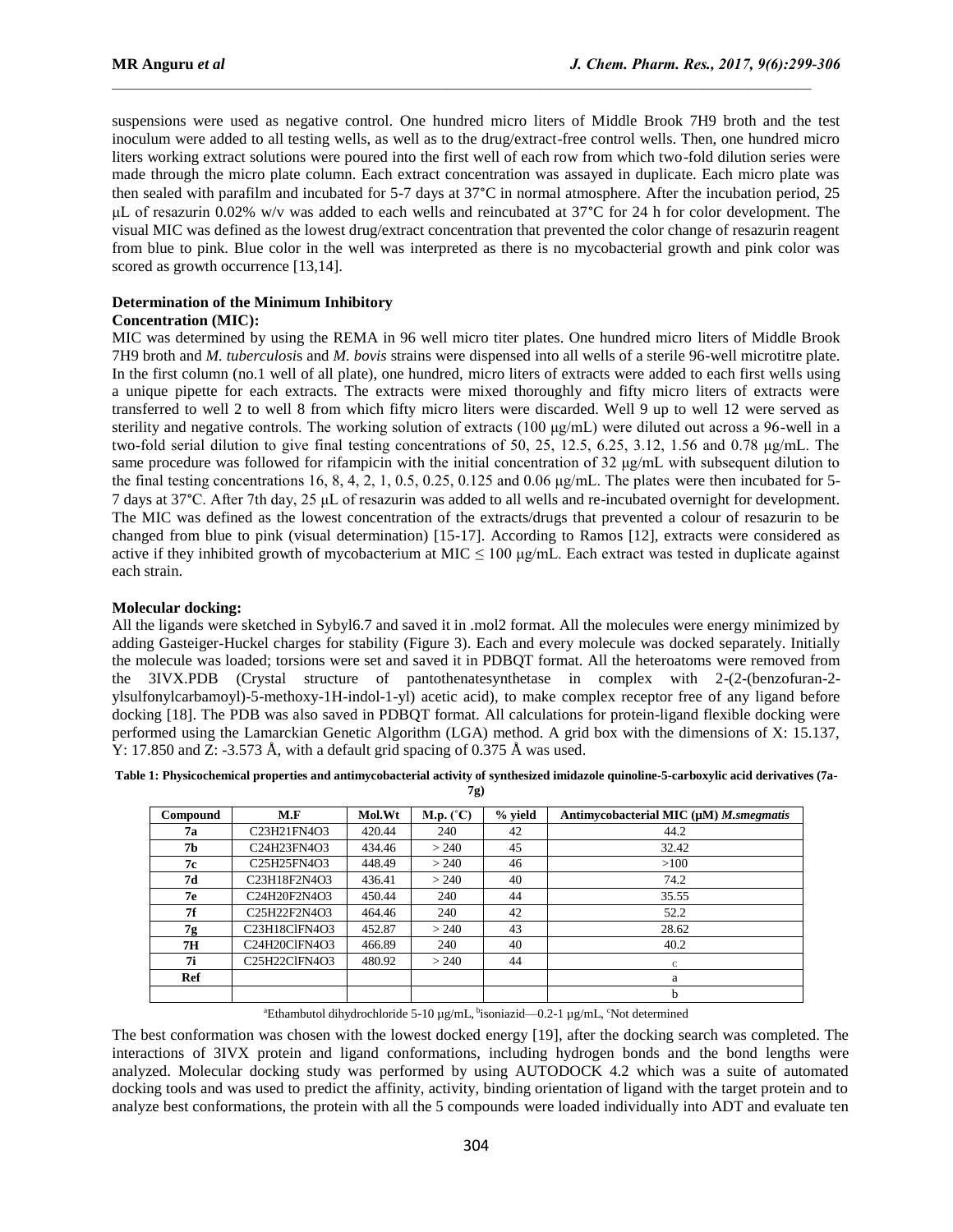suspensions were used as negative control. One hundred micro liters of Middle Brook 7H9 broth and the test inoculum were added to all testing wells, as well as to the drug/extract-free control wells. Then, one hundred micro liters working extract solutions were poured into the first well of each row from which two-fold dilution series were made through the micro plate column. Each extract concentration was assayed in duplicate. Each micro plate was then sealed with parafilm and incubated for 5-7 days at 37°C in normal atmosphere. After the incubation period, 25 μL of resazurin 0.02% w/v was added to each wells and reincubated at 37°C for 24 h for color development. The visual MIC was defined as the lowest drug/extract concentration that prevented the color change of resazurin reagent from blue to pink. Blue color in the well was interpreted as there is no mycobacterial growth and pink color was scored as growth occurrence [13,14].

**Determination of the Minimum Inhibitory Concentration (MIC):**

MIC was determined by using the REMA in 96 well micro titer plates. One hundred micro liters of Middle Brook 7H9 broth and *M. tuberculosis* and *M. bovis* strains were dispensed into all wells of a sterile 96-well microtitre plate. In the first column (no.1 well of all plate), one hundred, micro liters of extracts were added to each first wells using a unique pipette for each extracts. The extracts were mixed thoroughly and fifty micro liters of extracts were transferred to well 2 to well 8 from which fifty micro liters were discarded. Well 9 up to well 12 were served as sterility and negative controls. The working solution of extracts (100 μg/mL) were diluted out across a 96-well in a two-fold serial dilution to give final testing concentrations of 50, 25, 12.5, 6.25, 3.12, 1.56 and 0.78 μg/mL. The same procedure was followed for rifampicin with the initial concentration of 32 μg/mL with subsequent dilution to the final testing concentrations 16, 8, 4, 2, 1, 0.5, 0.25, 0.125 and 0.06 μg/mL. The plates were then incubated for 5-7 days at 37°C. After 7th day, 25 μL of resazurin was added to all wells and re-incubated overnight for development. The MIC was defined as the lowest concentration of the extracts/drugs that prevented a colour of resazurin to be changed from blue to pink (visual determination) [15-17]. According to Ramos [12], extracts were considered as active if they inhibited growth of mycobacterium at MIC ≤ 100 μg/mL. Each extract was tested in duplicate against each strain.

**Molecular docking:**

All the ligands were sketched in Sybyl6.7 and saved it in .mol2 format. All the molecules were energy minimized by adding Gasteiger-Huckel charges for stability (Figure 3). Each and every molecule was docked separately. Initially the molecule was loaded; torsions were set and saved it in PDBQT format. All the heteroatoms were removed from the 3IVX.PDB (Crystal structure of pantothenatesynthetase in complex with 2-(2-(benzofuran-2-ylsulfonylcarbamoyl)-5-methoxy-1H-indol-1-yl) acetic acid), to make complex receptor free of any ligand before docking [18]. The PDB was also saved in PDBQT format. All calculations for protein-ligand flexible docking were performed using the Lamarckian Genetic Algorithm (LGA) method. A grid box with the dimensions of X: 15.137, Y: 17.850 and Z: -3.573 Å, with a default grid spacing of 0.375 Å was used.

**Table 1: Physicochemical properties and antimycobacterial activity of synthesized imidazole quinoline-5-carboxylic acid derivatives (7a-7g)**

| Compound | M.F | Mol.Wt | M.p. (°C) | % yield | Antimycobacterial MIC (μM) *M.smegmatis* |
|---|---|---|---|---|---|
| **7a** | $C_{23}H_{21}FN_4O_3$ | 420.44 | 240 | 42 | 44.2 |
| **7b** | $C_{24}H_{23}FN_4O_3$ | 434.46 | > 240 | 45 | 32.42 |
| **7c** | $C_{25}H_{25}FN_4O_3$ | 448.49 | > 240 | 46 | >100 |
| **7d** | $C_{23}H_{18}F_2N_4O_3$ | 436.41 | > 240 | 40 | 74.2 |
| **7e** | $C_{24}H_{20}F_2N_4O_3$ | 450.44 | 240 | 44 | 35.55 |
| **7f** | $C_{25}H_{22}F_2N_4O_3$ | 464.46 | 240 | 42 | 52.2 |
| **7g** | $C_{23}H_{18}ClFN_4O_3$ | 452.87 | > 240 | 43 | 28.62 |
| **7H** | $C_{24}H_{20}ClFN_4O_3$ | 466.89 | 240 | 40 | 40.2 |
| **7i** | $C_{25}H_{22}ClFN_4O_3$ | 480.92 | > 240 | 44 | c |
| **Ref** | | | | | a |
| | | | | | b |

[a]Ethambutol dihydrochloride 5-10 μg/mL, [b]isoniazid—0.2-1 μg/mL, [c]Not determined

The best conformation was chosen with the lowest docked energy [19], after the docking search was completed. The interactions of 3IVX protein and ligand conformations, including hydrogen bonds and the bond lengths were analyzed. Molecular docking study was performed by using AUTODOCK 4.2 which was a suite of automated docking tools and was used to predict the affinity, activity, binding orientation of ligand with the target protein and to analyze best conformations, the protein with all the 5 compounds were loaded individually into ADT and evaluate ten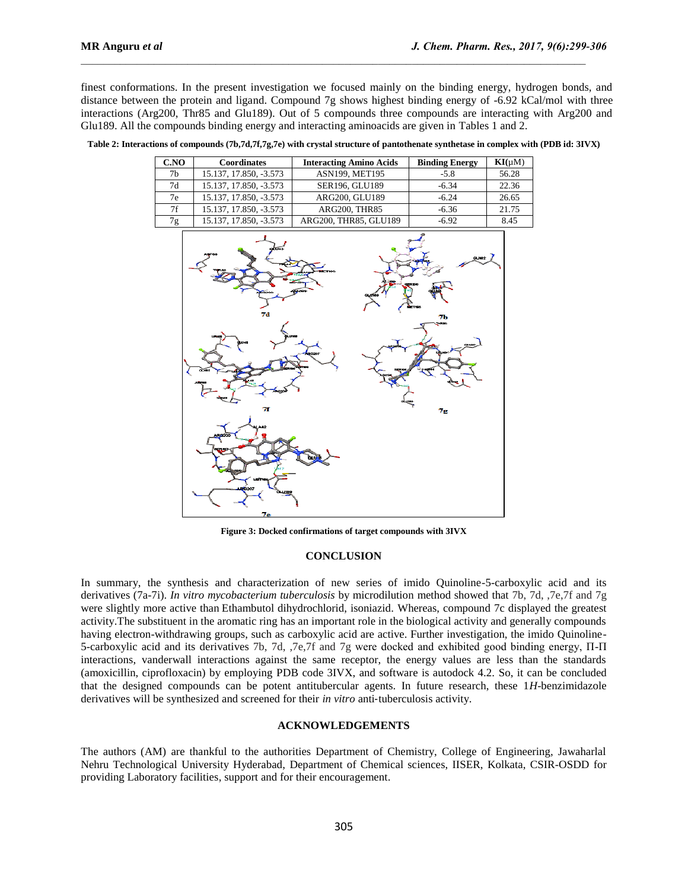finest conformations. In the present investigation we focused mainly on the binding energy, hydrogen bonds, and distance between the protein and ligand. Compound 7g shows highest binding energy of -6.92 kCal/mol with three interactions (Arg200, Thr85 and Glu189). Out of 5 compounds three compounds are interacting with Arg200 and Glu189. All the compounds binding energy and interacting aminoacids are given in Tables 1 and 2.

**Table 2: Interactions of compounds (7b,7d,7f,7g,7e) with crystal structure of pantothenate synthetase in complex with (PDB id: 3IVX)**

| C.NO | Coordinates | Interacting Amino Acids | Binding Energy | KI(μM) |
|---|---|---|---|---|
| 7b | 15.137, 17.850, -3.573 | ASN199, MET195 | -5.8 | 56.28 |
| 7d | 15.137, 17.850, -3.573 | SER196, GLU189 | -6.34 | 22.36 |
| 7e | 15.137, 17.850, -3.573 | ARG200, GLU189 | -6.24 | 26.65 |
| 7f | 15.137, 17.850, -3.573 | ARG200, THR85 | -6.36 | 21.75 |
| 7g | 15.137, 17.850, -3.573 | ARG200, THR85, GLU189 | -6.92 | 8.45 |

**Figure 3: Docked confirmations of target compounds with 3IVX**

## CONCLUSION

In summary, the synthesis and characterization of new series of imido Quinoline-5-carboxylic acid and its derivatives (7a-7i). *In vitro mycobacterium tuberculosis* by microdilution method showed that 7b, 7d, ,7e,7f and 7g were slightly more active than Ethambutol dihydrochlorid, isoniazid. Whereas, compound 7c displayed the greatest activity.The substituent in the aromatic ring has an important role in the biological activity and generally compounds having electron-withdrawing groups, such as carboxylic acid are active. Further investigation, the imido Quinoline-5-carboxylic acid and its derivatives 7b, 7d, ,7e,7f and 7g were docked and exhibited good binding energy, Π-Π interactions, vanderwall interactions against the same receptor, the energy values are less than the standards (amoxicillin, ciprofloxacin) by employing PDB code 3IVX, and software is autodock 4.2. So, it can be concluded that the designed compounds can be potent antitubercular agents. In future research, these 1*H*-benzimidazole derivatives will be synthesized and screened for their *in vitro* anti-tuberculosis activity.

## ACKNOWLEDGEMENTS

The authors (AM) are thankful to the authorities Department of Chemistry, College of Engineering, Jawaharlal Nehru Technological University Hyderabad, Department of Chemical sciences, IISER, Kolkata, CSIR-OSDD for providing Laboratory facilities, support and for their encouragement.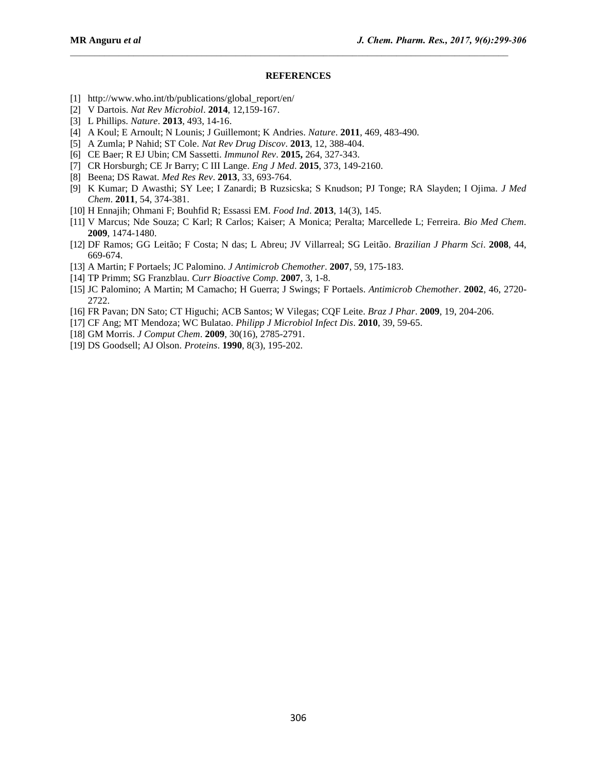## REFERENCES

[1] http://www.who.int/tb/publications/global_report/en/

[2] V Dartois. *Nat Rev Microbiol*. **2014**, 12,159-167.

[3] L Phillips. *Nature*. **2013**, 493, 14-16.

[4] A Koul; E Arnoult; N Lounis; J Guillemont; K Andries. *Nature*. **2011**, 469, 483-490.

[5] A Zumla; P Nahid; ST Cole. *Nat Rev Drug Discov*. **2013**, 12, 388-404.

[6] CE Baer; R EJ Ubin; CM Sassetti. *Immunol Rev*. **2015,** 264, 327-343.

[7] CR Horsburgh; CE Jr Barry; C III Lange. *Eng J Med*. **2015**, 373, 149-2160.

[8] Beena; DS Rawat. *Med Res Rev*. **2013**, 33, 693-764.

[9] K Kumar; D Awasthi; SY Lee; I Zanardi; B Ruzsicska; S Knudson; PJ Tonge; RA Slayden; I Ojima. *J Med Chem*. **2011**, 54, 374-381.

[10] H Ennajih; Ohmani F; Bouhfid R; Essassi EM. *Food Ind*. **2013**, 14(3), 145.

[11] V Marcus; Nde Souza; C Karl; R Carlos; Kaiser; A Monica; Peralta; Marcellede L; Ferreira. *Bio Med Chem*. **2009**, 1474-1480.

[12] DF Ramos; GG Leitão; F Costa; N das; L Abreu; JV Villarreal; SG Leitão. *Brazilian J Pharm Sci*. **2008**, 44, 669-674.

[13] A Martin; F Portaels; JC Palomino. *J Antimicrob Chemother*. **2007**, 59, 175-183.

[14] TP Primm; SG Franzblau. *Curr Bioactive Comp*. **2007**, 3, 1-8.

[15] JC Palomino; A Martin; M Camacho; H Guerra; J Swings; F Portaels. *Antimicrob Chemother*. **2002**, 46, 2720-2722.

[16] FR Pavan; DN Sato; CT Higuchi; ACB Santos; W Vilegas; CQF Leite. *Braz J Phar*. **2009**, 19, 204-206.

[17] CF Ang; MT Mendoza; WC Bulatao. *Philipp J Microbiol Infect Dis*. **2010**, 39, 59-65.

[18] GM Morris. *J Comput Chem*. **2009**, 30(16), 2785-2791.

[19] DS Goodsell; AJ Olson. *Proteins*. **1990**, 8(3), 195-202.